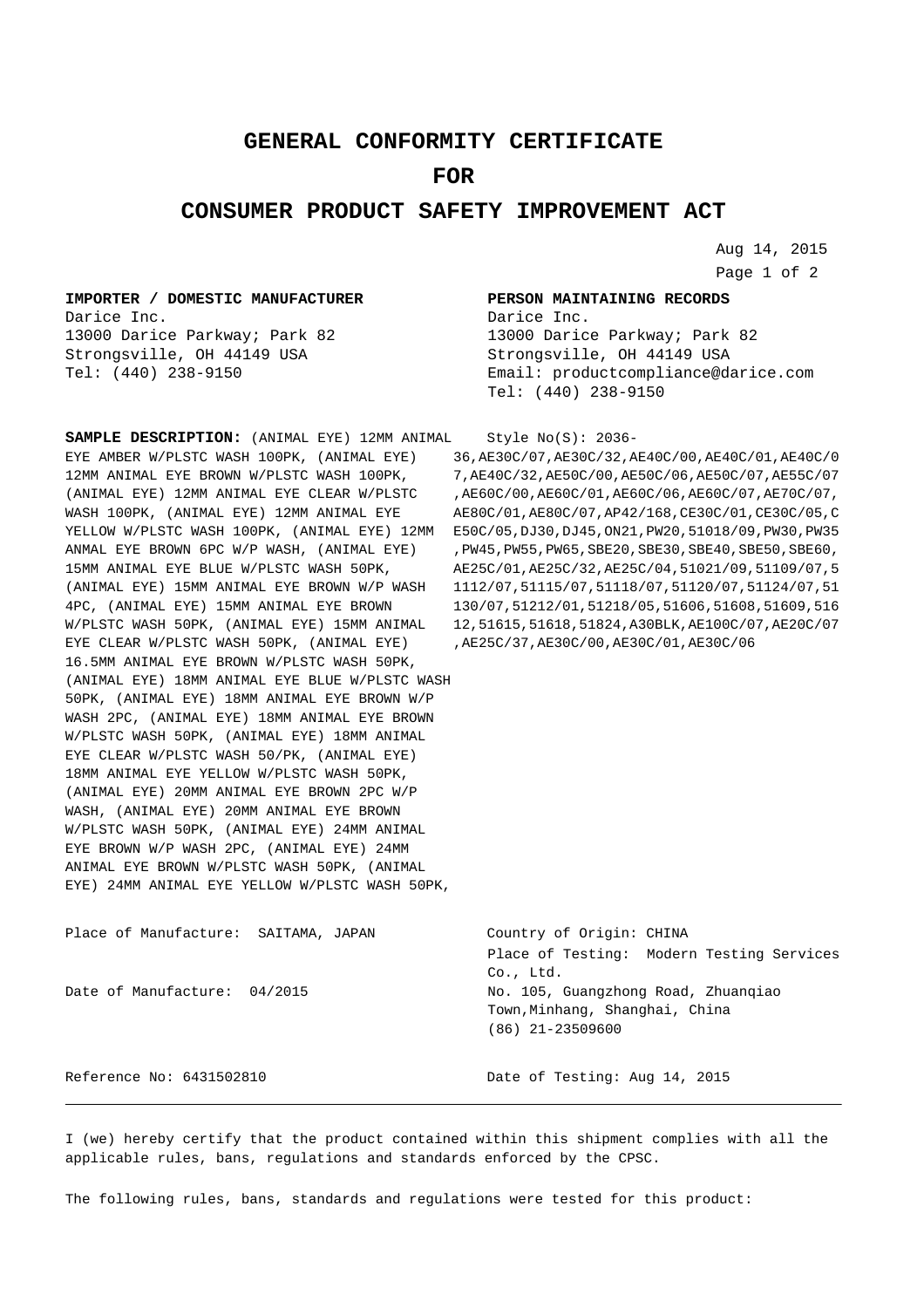# GENERAL CONFORMITY CERTIFICATE

# FOR

# CONSUMER PRODUCT SAFETY IMPROVEMENT ACT

Aug 14, 2015

**IMPORTER / DOMESTIC MANUFACTURER**
Darice Inc.
13000 Darice Parkway; Park 82
Strongsville, OH 44149 USA
Tel: (440) 238-9150

**PERSON MAINTAINING RECORDS**
Darice Inc.
13000 Darice Parkway; Park 82
Strongsville, OH 44149 USA
Email: productcompliance@darice.com
Tel: (440) 238-9150

**SAMPLE DESCRIPTION:** (ANIMAL EYE) 12MM ANIMAL EYE AMBER W/PLSTC WASH 100PK, (ANIMAL EYE) 12MM ANIMAL EYE BROWN W/PLSTC WASH 100PK, (ANIMAL EYE) 12MM ANIMAL EYE CLEAR W/PLSTC WASH 100PK, (ANIMAL EYE) 12MM ANIMAL EYE YELLOW W/PLSTC WASH 100PK, (ANIMAL EYE) 12MM ANMAL EYE BROWN 6PC W/P WASH, (ANIMAL EYE) 15MM ANIMAL EYE BLUE W/PLSTC WASH 50PK, (ANIMAL EYE) 15MM ANIMAL EYE BROWN W/P WASH 4PC, (ANIMAL EYE) 15MM ANIMAL EYE BROWN W/PLSTC WASH 50PK, (ANIMAL EYE) 15MM ANIMAL EYE CLEAR W/PLSTC WASH 50PK, (ANIMAL EYE) 16.5MM ANIMAL EYE BROWN W/PLSTC WASH 50PK, (ANIMAL EYE) 18MM ANIMAL EYE BLUE W/PLSTC WASH 50PK, (ANIMAL EYE) 18MM ANIMAL EYE BROWN W/P WASH 2PC, (ANIMAL EYE) 18MM ANIMAL EYE BROWN W/PLSTC WASH 50PK, (ANIMAL EYE) 18MM ANIMAL EYE CLEAR W/PLSTC WASH 50/PK, (ANIMAL EYE) 18MM ANIMAL EYE YELLOW W/PLSTC WASH 50PK, (ANIMAL EYE) 20MM ANIMAL EYE BROWN 2PC W/P WASH, (ANIMAL EYE) 20MM ANIMAL EYE BROWN W/PLSTC WASH 50PK, (ANIMAL EYE) 24MM ANIMAL EYE BROWN W/P WASH 2PC, (ANIMAL EYE) 24MM ANIMAL EYE BROWN W/PLSTC WASH 50PK, (ANIMAL EYE) 24MM ANIMAL EYE YELLOW W/PLSTC WASH 50PK,

Style No(S): 2036-36,AE30C/07,AE30C/32,AE40C/00,AE40C/01,AE40C/07,AE40C/32,AE50C/00,AE50C/06,AE50C/07,AE55C/07,AE60C/00,AE60C/01,AE60C/06,AE60C/07,AE70C/07,AE80C/01,AE80C/07,AP42/168,CE30C/01,CE30C/05,CE50C/05,DJ30,DJ45,ON21,PW20,51018/09,PW30,PW35,PW45,PW55,PW65,SBE20,SBE30,SBE40,SBE50,SBE60,AE25C/01,AE25C/32,AE25C/04,51021/09,51109/07,51112/07,51115/07,51118/07,51120/07,51124/07,51130/07,51212/01,51218/05,51606,51608,51609,51612,51615,51618,51824,A30BLK,AE100C/07,AE20C/07,AE25C/37,AE30C/00,AE30C/01,AE30C/06

Place of Manufacture: SAITAMA, JAPAN

Date of Manufacture: 04/2015

Reference No: 6431502810

Country of Origin: CHINA

Place of Testing: Modern Testing Services Co., Ltd.
No. 105, Guangzhong Road, Zhuanqiao Town,Minhang, Shanghai, China
(86) 21-23509600

Date of Testing: Aug 14, 2015

---

I (we) hereby certify that the product contained within this shipment complies with all the applicable rules, bans, regulations and standards enforced by the CPSC.

The following rules, bans, standards and regulations were tested for this product: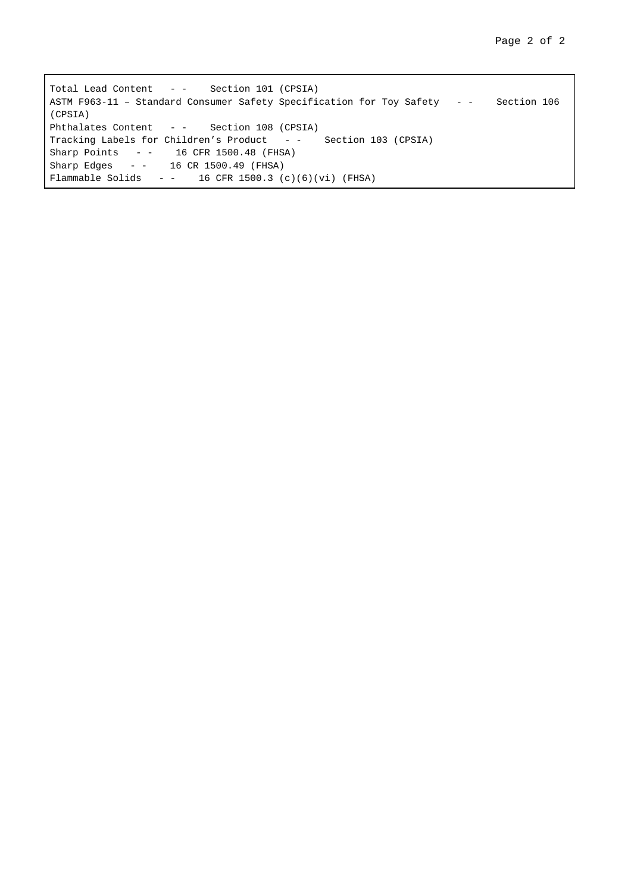Total Lead Content - - Section 101 (CPSIA)
ASTM F963-11 – Standard Consumer Safety Specification for Toy Safety - - Section 106 (CPSIA)
Phthalates Content - - Section 108 (CPSIA)
Tracking Labels for Children's Product - - Section 103 (CPSIA)
Sharp Points - - 16 CFR 1500.48 (FHSA)
Sharp Edges - - 16 CR 1500.49 (FHSA)
Flammable Solids - - 16 CFR 1500.3 (c)(6)(vi) (FHSA)